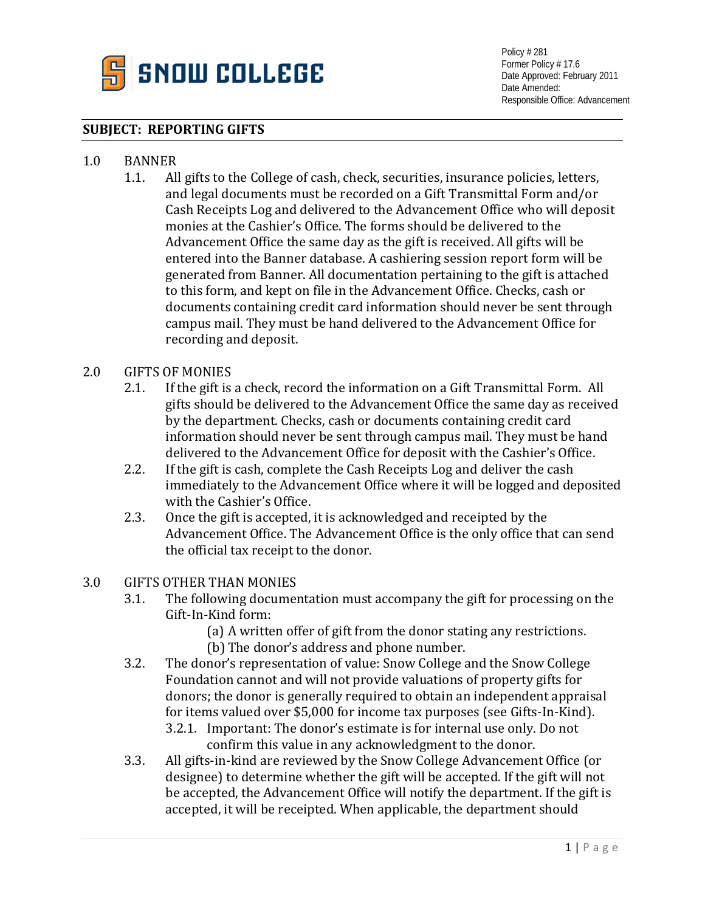SNOW COLLEGE

Policy # 281
Former Policy # 17.6
Date Approved: February 2011
Date Amended:
Responsible Office: Advancement

## SUBJECT: REPORTING GIFTS

1.0 BANNER

1.1. All gifts to the College of cash, check, securities, insurance policies, letters, and legal documents must be recorded on a Gift Transmittal Form and/or Cash Receipts Log and delivered to the Advancement Office who will deposit monies at the Cashier's Office. The forms should be delivered to the Advancement Office the same day as the gift is received. All gifts will be entered into the Banner database. A cashiering session report form will be generated from Banner. All documentation pertaining to the gift is attached to this form, and kept on file in the Advancement Office. Checks, cash or documents containing credit card information should never be sent through campus mail. They must be hand delivered to the Advancement Office for recording and deposit.

2.0 GIFTS OF MONIES

2.1. If the gift is a check, record the information on a Gift Transmittal Form. All gifts should be delivered to the Advancement Office the same day as received by the department. Checks, cash or documents containing credit card information should never be sent through campus mail. They must be hand delivered to the Advancement Office for deposit with the Cashier's Office.

2.2. If the gift is cash, complete the Cash Receipts Log and deliver the cash immediately to the Advancement Office where it will be logged and deposited with the Cashier's Office.

2.3. Once the gift is accepted, it is acknowledged and receipted by the Advancement Office. The Advancement Office is the only office that can send the official tax receipt to the donor.

3.0 GIFTS OTHER THAN MONIES

3.1. The following documentation must accompany the gift for processing on the Gift-In-Kind form:

(a) A written offer of gift from the donor stating any restrictions.
(b) The donor's address and phone number.

3.2. The donor's representation of value: Snow College and the Snow College Foundation cannot and will not provide valuations of property gifts for donors; the donor is generally required to obtain an independent appraisal for items valued over $5,000 for income tax purposes (see Gifts-In-Kind).

3.2.1. Important: The donor's estimate is for internal use only. Do not confirm this value in any acknowledgment to the donor.

3.3. All gifts-in-kind are reviewed by the Snow College Advancement Office (or designee) to determine whether the gift will be accepted. If the gift will not be accepted, the Advancement Office will notify the department. If the gift is accepted, it will be receipted. When applicable, the department should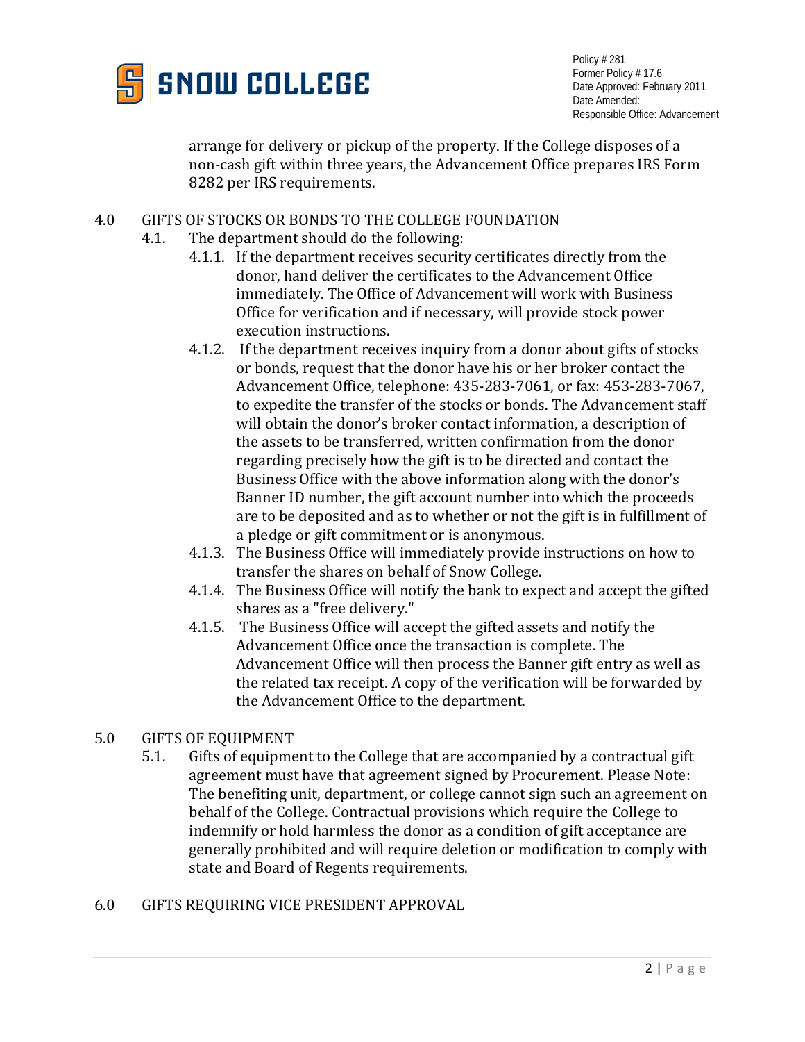arrange for delivery or pickup of the property. If the College disposes of a non-cash gift within three years, the Advancement Office prepares IRS Form 8282 per IRS requirements.

## 4.0 GIFTS OF STOCKS OR BONDS TO THE COLLEGE FOUNDATION

4.1. The department should do the following:

- 4.1.1. If the department receives security certificates directly from the donor, hand deliver the certificates to the Advancement Office immediately. The Office of Advancement will work with Business Office for verification and if necessary, will provide stock power execution instructions.
- 4.1.2. If the department receives inquiry from a donor about gifts of stocks or bonds, request that the donor have his or her broker contact the Advancement Office, telephone: 435-283-7061, or fax: 453-283-7067, to expedite the transfer of the stocks or bonds. The Advancement staff will obtain the donor's broker contact information, a description of the assets to be transferred, written confirmation from the donor regarding precisely how the gift is to be directed and contact the Business Office with the above information along with the donor's Banner ID number, the gift account number into which the proceeds are to be deposited and as to whether or not the gift is in fulfillment of a pledge or gift commitment or is anonymous.
- 4.1.3. The Business Office will immediately provide instructions on how to transfer the shares on behalf of Snow College.
- 4.1.4. The Business Office will notify the bank to expect and accept the gifted shares as a "free delivery."
- 4.1.5. The Business Office will accept the gifted assets and notify the Advancement Office once the transaction is complete. The Advancement Office will then process the Banner gift entry as well as the related tax receipt. A copy of the verification will be forwarded by the Advancement Office to the department.

## 5.0 GIFTS OF EQUIPMENT

5.1. Gifts of equipment to the College that are accompanied by a contractual gift agreement must have that agreement signed by Procurement. Please Note: The benefiting unit, department, or college cannot sign such an agreement on behalf of the College. Contractual provisions which require the College to indemnify or hold harmless the donor as a condition of gift acceptance are generally prohibited and will require deletion or modification to comply with state and Board of Regents requirements.

## 6.0 GIFTS REQUIRING VICE PRESIDENT APPROVAL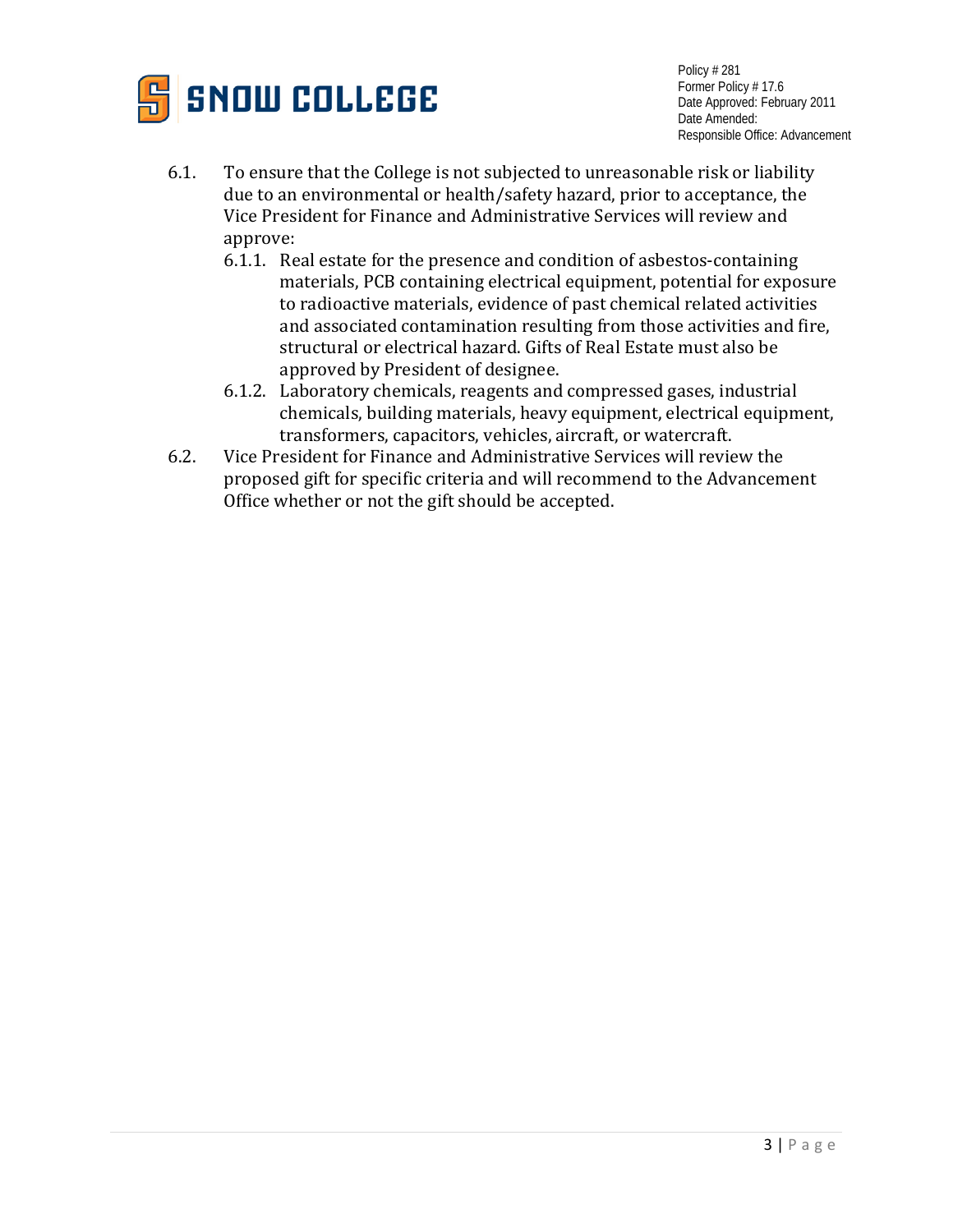6.1. To ensure that the College is not subjected to unreasonable risk or liability due to an environmental or health/safety hazard, prior to acceptance, the Vice President for Finance and Administrative Services will review and approve:

   6.1.1. Real estate for the presence and condition of asbestos-containing materials, PCB containing electrical equipment, potential for exposure to radioactive materials, evidence of past chemical related activities and associated contamination resulting from those activities and fire, structural or electrical hazard. Gifts of Real Estate must also be approved by President of designee.

   6.1.2. Laboratory chemicals, reagents and compressed gases, industrial chemicals, building materials, heavy equipment, electrical equipment, transformers, capacitors, vehicles, aircraft, or watercraft.

6.2. Vice President for Finance and Administrative Services will review the proposed gift for specific criteria and will recommend to the Advancement Office whether or not the gift should be accepted.